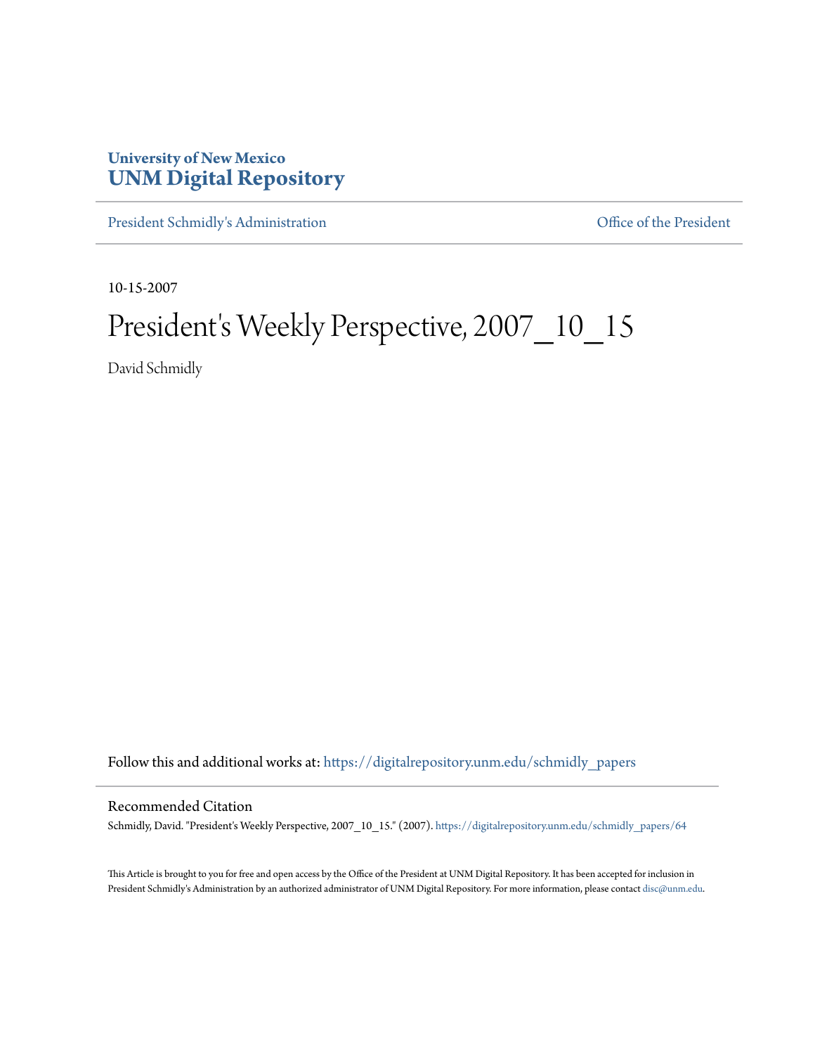University of New Mexico
**UNM Digital Repository**

President Schmidly's Administration | Office of the President

10-15-2007

# President's Weekly Perspective, 2007_10_15

David Schmidly

Follow this and additional works at: https://digitalrepository.unm.edu/schmidly_papers

## Recommended Citation

Schmidly, David. "President's Weekly Perspective, 2007_10_15." (2007). https://digitalrepository.unm.edu/schmidly_papers/64

This Article is brought to you for free and open access by the Office of the President at UNM Digital Repository. It has been accepted for inclusion in President Schmidly's Administration by an authorized administrator of UNM Digital Repository. For more information, please contact disc@unm.edu.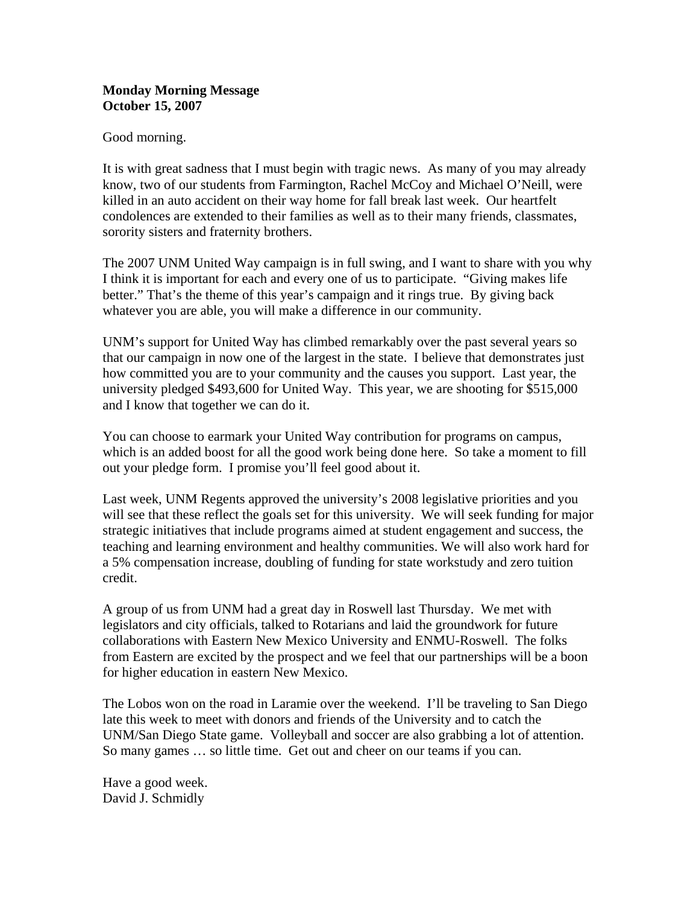**Monday Morning Message**
**October 15, 2007**

Good morning.

It is with great sadness that I must begin with tragic news. As many of you may already know, two of our students from Farmington, Rachel McCoy and Michael O'Neill, were killed in an auto accident on their way home for fall break last week. Our heartfelt condolences are extended to their families as well as to their many friends, classmates, sorority sisters and fraternity brothers.

The 2007 UNM United Way campaign is in full swing, and I want to share with you why I think it is important for each and every one of us to participate. "Giving makes life better." That's the theme of this year's campaign and it rings true. By giving back whatever you are able, you will make a difference in our community.

UNM's support for United Way has climbed remarkably over the past several years so that our campaign in now one of the largest in the state. I believe that demonstrates just how committed you are to your community and the causes you support. Last year, the university pledged $493,600 for United Way. This year, we are shooting for $515,000 and I know that together we can do it.

You can choose to earmark your United Way contribution for programs on campus, which is an added boost for all the good work being done here. So take a moment to fill out your pledge form. I promise you'll feel good about it.

Last week, UNM Regents approved the university's 2008 legislative priorities and you will see that these reflect the goals set for this university. We will seek funding for major strategic initiatives that include programs aimed at student engagement and success, the teaching and learning environment and healthy communities. We will also work hard for a 5% compensation increase, doubling of funding for state workstudy and zero tuition credit.

A group of us from UNM had a great day in Roswell last Thursday. We met with legislators and city officials, talked to Rotarians and laid the groundwork for future collaborations with Eastern New Mexico University and ENMU-Roswell. The folks from Eastern are excited by the prospect and we feel that our partnerships will be a boon for higher education in eastern New Mexico.

The Lobos won on the road in Laramie over the weekend. I'll be traveling to San Diego late this week to meet with donors and friends of the University and to catch the UNM/San Diego State game. Volleyball and soccer are also grabbing a lot of attention. So many games … so little time. Get out and cheer on our teams if you can.

Have a good week.
David J. Schmidly